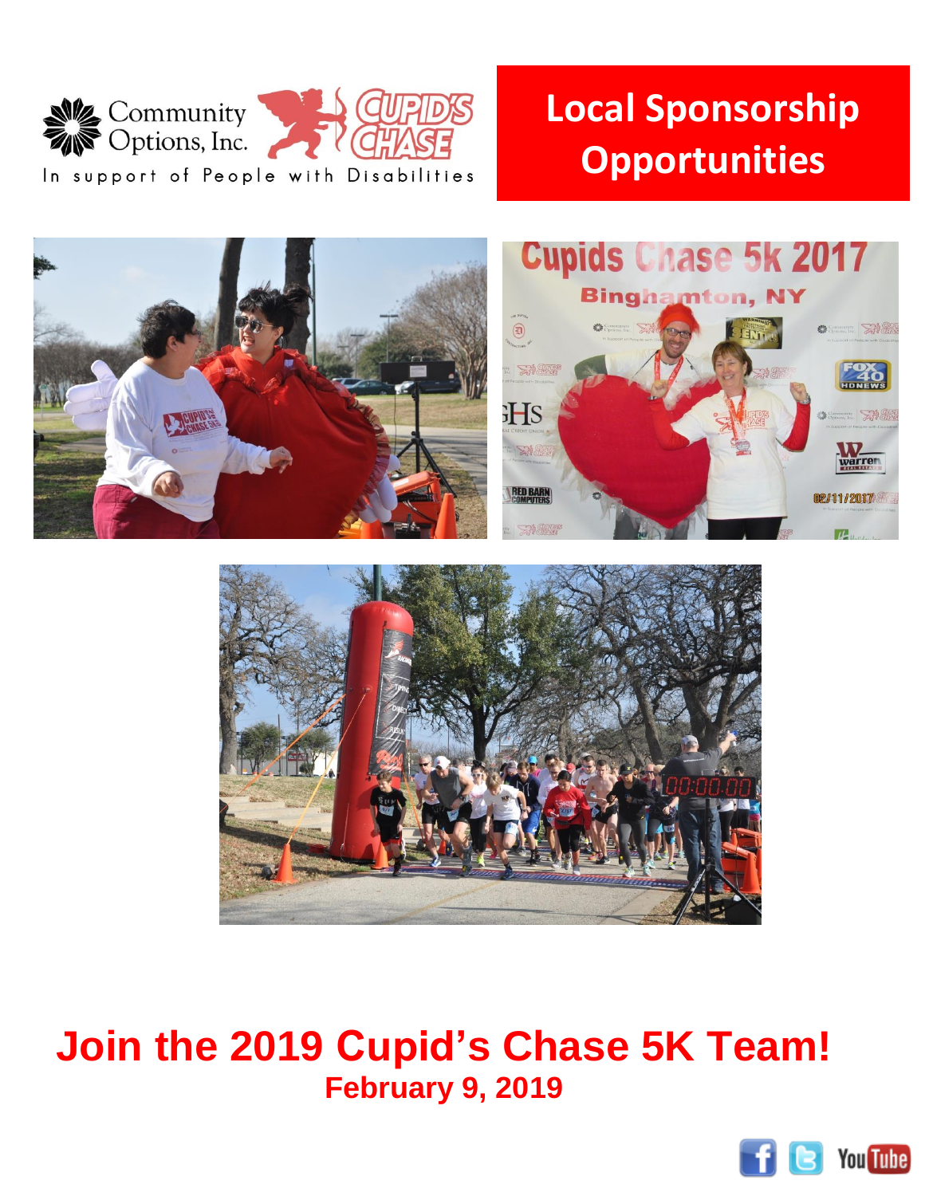Community Options, Inc.

In support of People with Disabilities

# Local Sponsorship Opportunities

# Join the 2019 Cupid's Chase 5K Team!

**February 9, 2019**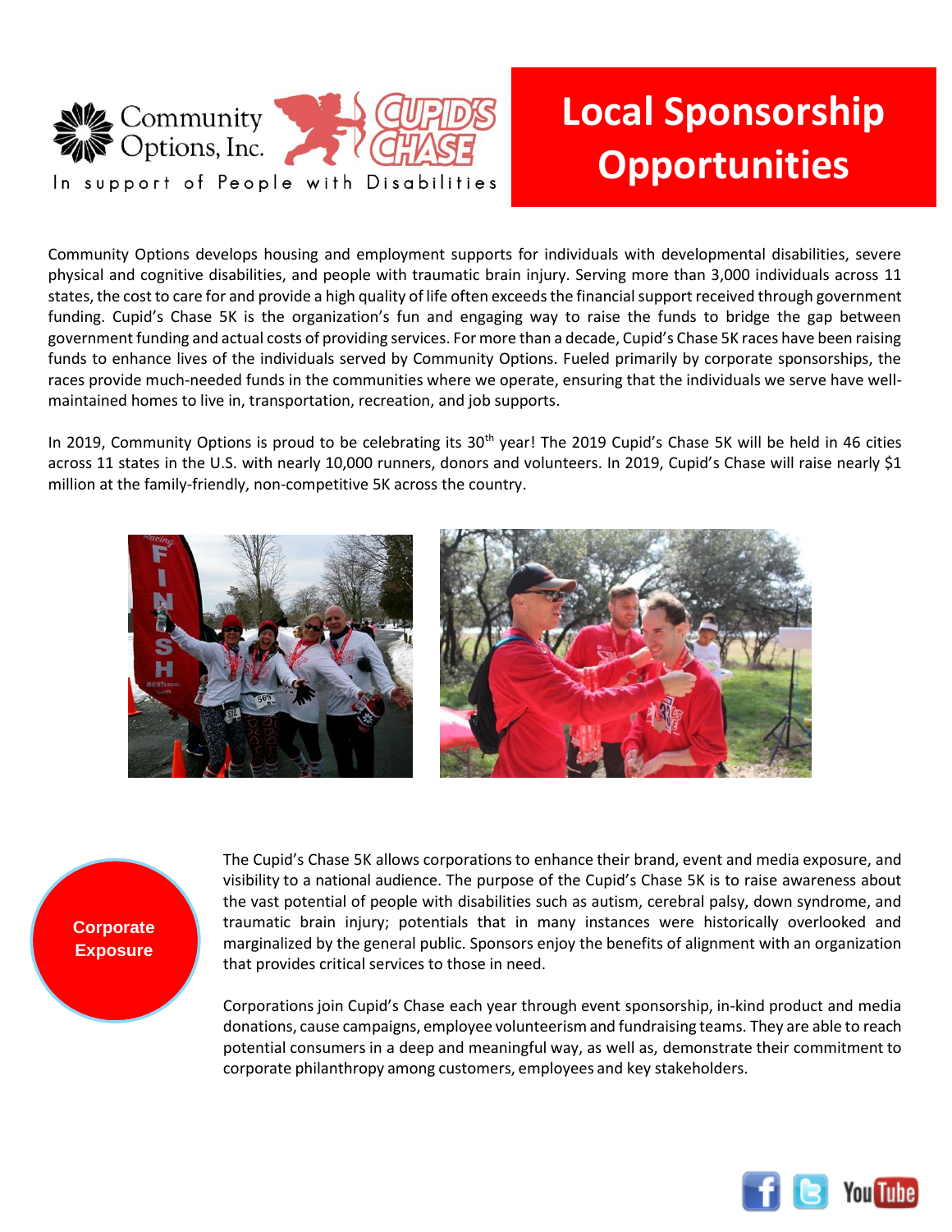# Local Sponsorship Opportunities

Community Options, Inc.
In support of People with Disabilities

Community Options develops housing and employment supports for individuals with developmental disabilities, severe physical and cognitive disabilities, and people with traumatic brain injury. Serving more than 3,000 individuals across 11 states, the cost to care for and provide a high quality of life often exceeds the financial support received through government funding. Cupid's Chase 5K is the organization's fun and engaging way to raise the funds to bridge the gap between government funding and actual costs of providing services. For more than a decade, Cupid's Chase 5K races have been raising funds to enhance lives of the individuals served by Community Options. Fueled primarily by corporate sponsorships, the races provide much-needed funds in the communities where we operate, ensuring that the individuals we serve have well-maintained homes to live in, transportation, recreation, and job supports.

In 2019, Community Options is proud to be celebrating its 30th year! The 2019 Cupid's Chase 5K will be held in 46 cities across 11 states in the U.S. with nearly 10,000 runners, donors and volunteers. In 2019, Cupid's Chase will raise nearly $1 million at the family-friendly, non-competitive 5K across the country.

## Corporate Exposure

The Cupid's Chase 5K allows corporations to enhance their brand, event and media exposure, and visibility to a national audience. The purpose of the Cupid's Chase 5K is to raise awareness about the vast potential of people with disabilities such as autism, cerebral palsy, down syndrome, and traumatic brain injury; potentials that in many instances were historically overlooked and marginalized by the general public. Sponsors enjoy the benefits of alignment with an organization that provides critical services to those in need.

Corporations join Cupid's Chase each year through event sponsorship, in-kind product and media donations, cause campaigns, employee volunteerism and fundraising teams. They are able to reach potential consumers in a deep and meaningful way, as well as, demonstrate their commitment to corporate philanthropy among customers, employees and key stakeholders.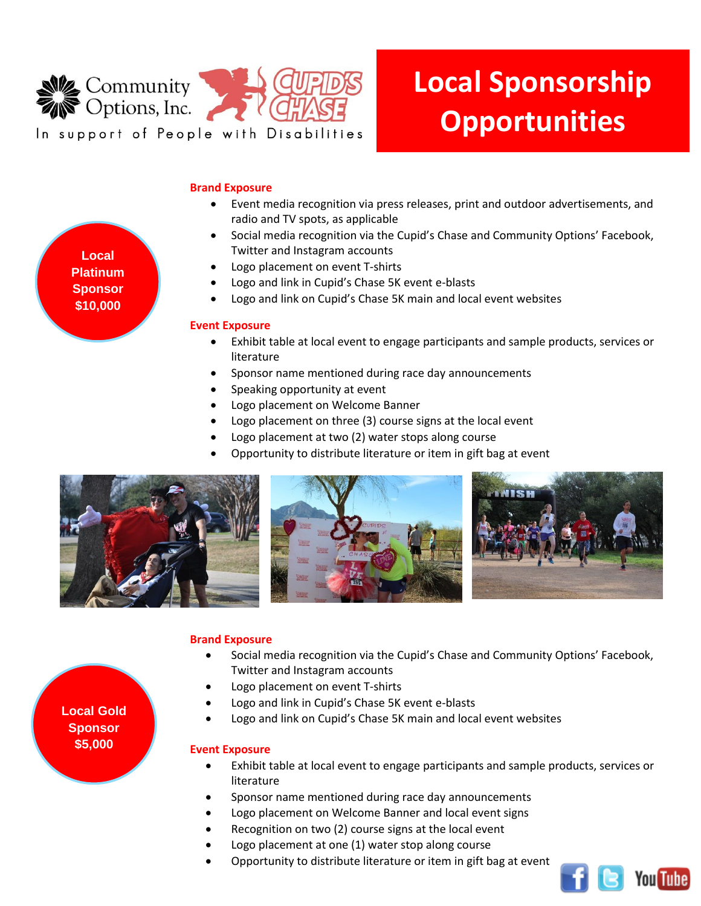Community Options, Inc. — Cupid's Chase

In support of People with Disabilities

# Local Sponsorship Opportunities

## Local Platinum Sponsor $10,000

**Brand Exposure**

- Event media recognition via press releases, print and outdoor advertisements, and radio and TV spots, as applicable
- Social media recognition via the Cupid's Chase and Community Options' Facebook, Twitter and Instagram accounts
- Logo placement on event T-shirts
- Logo and link in Cupid's Chase 5K event e-blasts
- Logo and link on Cupid's Chase 5K main and local event websites

**Event Exposure**

- Exhibit table at local event to engage participants and sample products, services or literature
- Sponsor name mentioned during race day announcements
- Speaking opportunity at event
- Logo placement on Welcome Banner
- Logo placement on three (3) course signs at the local event
- Logo placement at two (2) water stops along course
- Opportunity to distribute literature or item in gift bag at event

## Local Gold Sponsor $5,000

**Brand Exposure**

- Social media recognition via the Cupid's Chase and Community Options' Facebook, Twitter and Instagram accounts
- Logo placement on event T-shirts
- Logo and link in Cupid's Chase 5K event e-blasts
- Logo and link on Cupid's Chase 5K main and local event websites

**Event Exposure**

- Exhibit table at local event to engage participants and sample products, services or literature
- Sponsor name mentioned during race day announcements
- Logo placement on Welcome Banner and local event signs
- Recognition on two (2) course signs at the local event
- Logo placement at one (1) water stop along course
- Opportunity to distribute literature or item in gift bag at event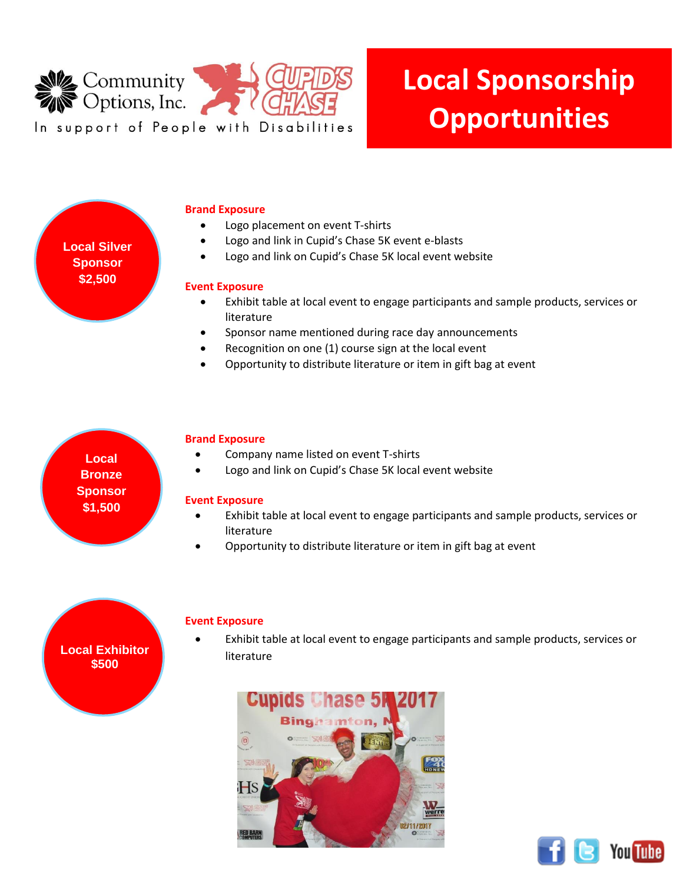Community Options, Inc.

In support of People with Disabilities

# Local Sponsorship Opportunities

## Local Silver Sponsor $2,500

**Brand Exposure**

- Logo placement on event T-shirts
- Logo and link in Cupid's Chase 5K event e-blasts
- Logo and link on Cupid's Chase 5K local event website

**Event Exposure**

- Exhibit table at local event to engage participants and sample products, services or literature
- Sponsor name mentioned during race day announcements
- Recognition on one (1) course sign at the local event
- Opportunity to distribute literature or item in gift bag at event

## Local Bronze Sponsor $1,500

**Brand Exposure**

- Company name listed on event T-shirts
- Logo and link on Cupid's Chase 5K local event website

**Event Exposure**

- Exhibit table at local event to engage participants and sample products, services or literature
- Opportunity to distribute literature or item in gift bag at event

## Local Exhibitor $500

**Event Exposure**

- Exhibit table at local event to engage participants and sample products, services or literature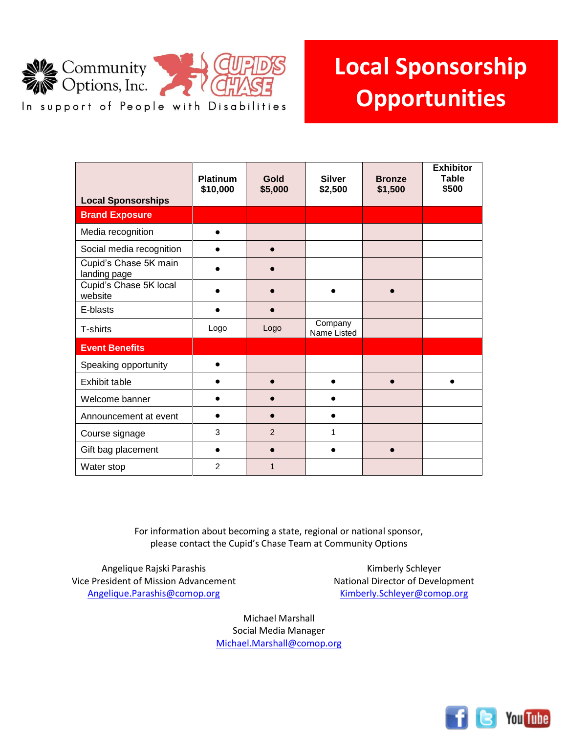Community Options, Inc.

In support of People with Disabilities

CUPID'S CHASE

# Local Sponsorship Opportunities

| Local Sponsorships | Platinum $10,000 | Gold $5,000 | Silver $2,500 | Bronze $1,500 | Exhibitor Table $500 |
|---|---|---|---|---|---|
| **Brand Exposure** | | | | | |
| Media recognition | ● | | | | |
| Social media recognition | ● | ● | | | |
| Cupid's Chase 5K main landing page | ● | ● | | | |
| Cupid's Chase 5K local website | ● | ● | ● | ● | |
| E-blasts | ● | ● | | | |
| T-shirts | Logo | Logo | Company Name Listed | | |
| **Event Benefits** | | | | | |
| Speaking opportunity | ● | | | | |
| Exhibit table | ● | ● | ● | ● | ● |
| Welcome banner | ● | ● | ● | | |
| Announcement at event | ● | ● | ● | | |
| Course signage | 3 | 2 | 1 | | |
| Gift bag placement | ● | ● | ● | ● | |
| Water stop | 2 | 1 | | | |

For information about becoming a state, regional or national sponsor, please contact the Cupid's Chase Team at Community Options

Angelique Rajski Parashis
Vice President of Mission Advancement
Angelique.Parashis@comop.org

Kimberly Schleyer
National Director of Development
Kimberly.Schleyer@comop.org

Michael Marshall
Social Media Manager
Michael.Marshall@comop.org